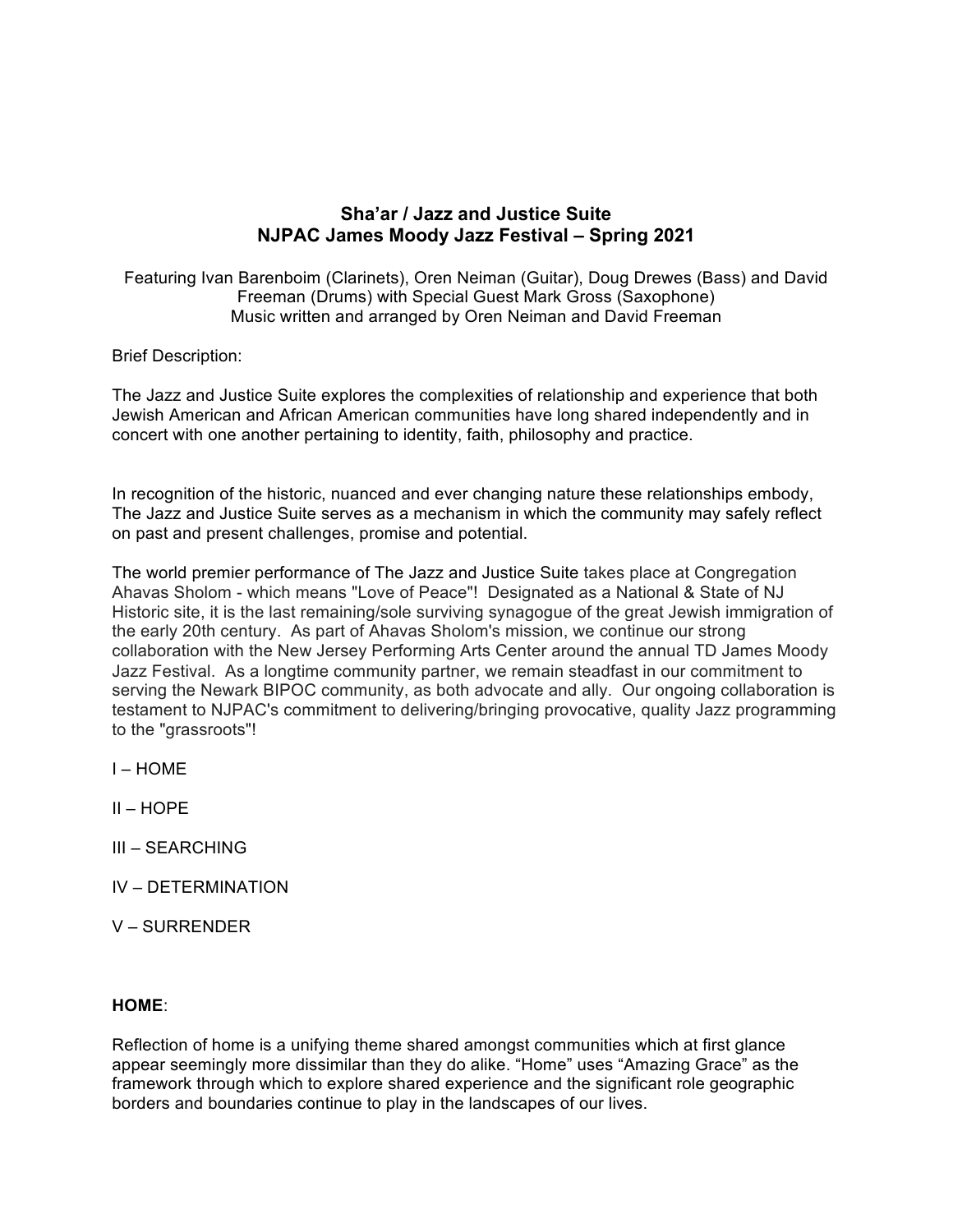# Sha'ar / Jazz and Justice Suite
# NJPAC James Moody Jazz Festival – Spring 2021

Featuring Ivan Barenboim (Clarinets), Oren Neiman (Guitar), Doug Drewes (Bass) and David Freeman (Drums) with Special Guest Mark Gross (Saxophone)
Music written and arranged by Oren Neiman and David Freeman

Brief Description:

The Jazz and Justice Suite explores the complexities of relationship and experience that both Jewish American and African American communities have long shared independently and in concert with one another pertaining to identity, faith, philosophy and practice.

In recognition of the historic, nuanced and ever changing nature these relationships embody, The Jazz and Justice Suite serves as a mechanism in which the community may safely reflect on past and present challenges, promise and potential.

The world premier performance of The Jazz and Justice Suite takes place at Congregation Ahavas Sholom - which means "Love of Peace"! Designated as a National & State of NJ Historic site, it is the last remaining/sole surviving synagogue of the great Jewish immigration of the early 20th century. As part of Ahavas Sholom's mission, we continue our strong collaboration with the New Jersey Performing Arts Center around the annual TD James Moody Jazz Festival. As a longtime community partner, we remain steadfast in our commitment to serving the Newark BIPOC community, as both advocate and ally. Our ongoing collaboration is testament to NJPAC's commitment to delivering/bringing provocative, quality Jazz programming to the "grassroots"!

I – HOME

II – HOPE

III – SEARCHING

IV – DETERMINATION

V – SURRENDER

**HOME**:

Reflection of home is a unifying theme shared amongst communities which at first glance appear seemingly more dissimilar than they do alike. "Home" uses "Amazing Grace" as the framework through which to explore shared experience and the significant role geographic borders and boundaries continue to play in the landscapes of our lives.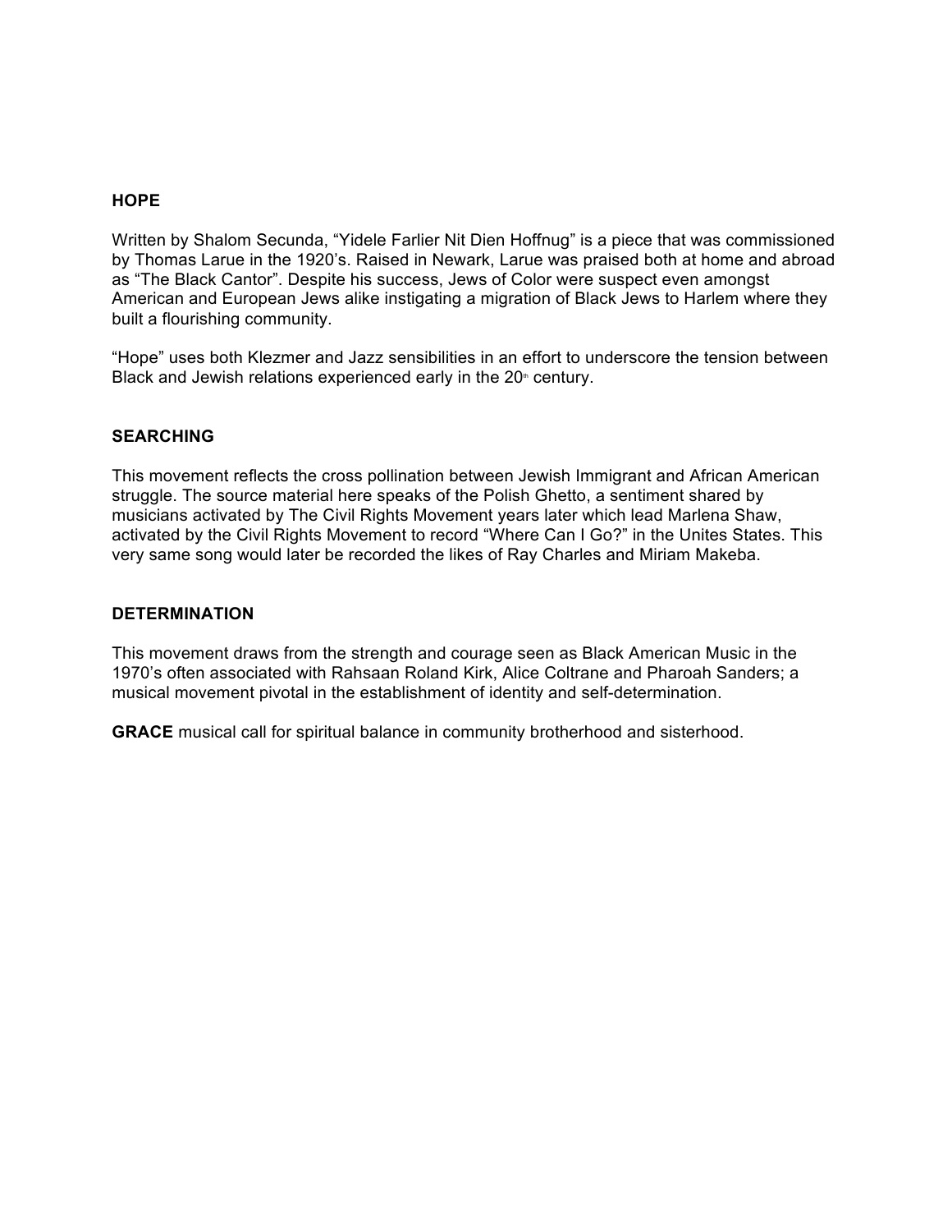**HOPE**

Written by Shalom Secunda, "Yidele Farlier Nit Dien Hoffnug" is a piece that was commissioned by Thomas Larue in the 1920's. Raised in Newark, Larue was praised both at home and abroad as "The Black Cantor". Despite his success, Jews of Color were suspect even amongst American and European Jews alike instigating a migration of Black Jews to Harlem where they built a flourishing community.

"Hope" uses both Klezmer and Jazz sensibilities in an effort to underscore the tension between Black and Jewish relations experienced early in the 20th century.

**SEARCHING**

This movement reflects the cross pollination between Jewish Immigrant and African American struggle. The source material here speaks of the Polish Ghetto, a sentiment shared by musicians activated by The Civil Rights Movement years later which lead Marlena Shaw, activated by the Civil Rights Movement to record "Where Can I Go?" in the Unites States. This very same song would later be recorded the likes of Ray Charles and Miriam Makeba.

**DETERMINATION**

This movement draws from the strength and courage seen as Black American Music in the 1970's often associated with Rahsaan Roland Kirk, Alice Coltrane and Pharoah Sanders; a musical movement pivotal in the establishment of identity and self-determination.

**GRACE** musical call for spiritual balance in community brotherhood and sisterhood.